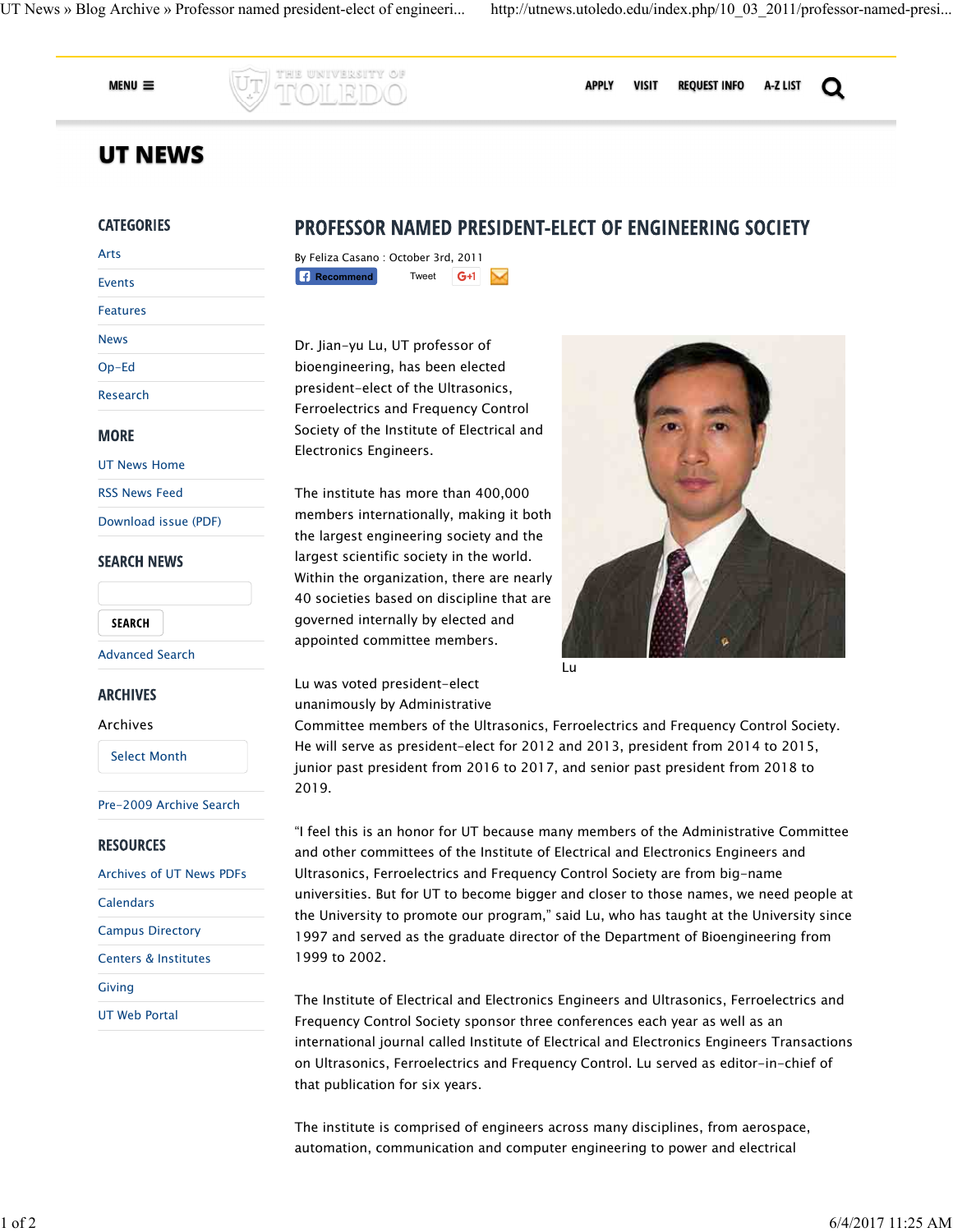# UT NEWS

## PROFESSOR NAMED PRESIDENT-ELECT OF ENGINEERING SOCIETY

By Feliza Casano : October 3rd, 2011

Dr. Jian-yu Lu, UT professor of bioengineering, has been elected president-elect of the Ultrasonics, Ferroelectrics and Frequency Control Society of the Institute of Electrical and Electronics Engineers.

The institute has more than 400,000 members internationally, making it both the largest engineering society and the largest scientific society in the world. Within the organization, there are nearly 40 societies based on discipline that are governed internally by elected and appointed committee members.

Lu

Lu was voted president-elect unanimously by Administrative Committee members of the Ultrasonics, Ferroelectrics and Frequency Control Society. He will serve as president-elect for 2012 and 2013, president from 2014 to 2015, junior past president from 2016 to 2017, and senior past president from 2018 to 2019.

"I feel this is an honor for UT because many members of the Administrative Committee and other committees of the Institute of Electrical and Electronics Engineers and Ultrasonics, Ferroelectrics and Frequency Control Society are from big-name universities. But for UT to become bigger and closer to those names, we need people at the University to promote our program," said Lu, who has taught at the University since 1997 and served as the graduate director of the Department of Bioengineering from 1999 to 2002.

The Institute of Electrical and Electronics Engineers and Ultrasonics, Ferroelectrics and Frequency Control Society sponsor three conferences each year as well as an international journal called Institute of Electrical and Electronics Engineers Transactions on Ultrasonics, Ferroelectrics and Frequency Control. Lu served as editor-in-chief of that publication for six years.

The institute is comprised of engineers across many disciplines, from aerospace, automation, communication and computer engineering to power and electrical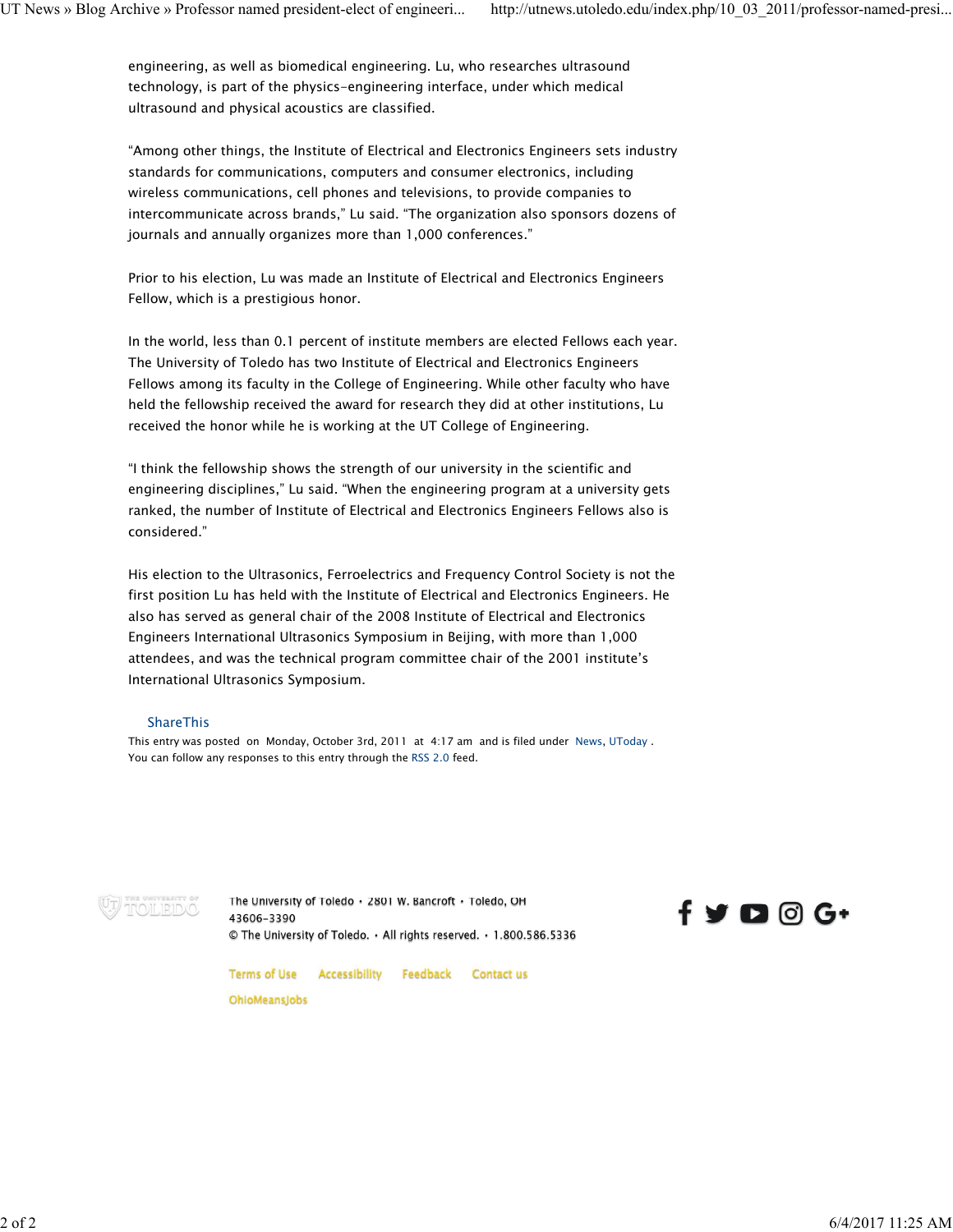engineering, as well as biomedical engineering. Lu, who researches ultrasound technology, is part of the physics–engineering interface, under which medical ultrasound and physical acoustics are classified.

"Among other things, the Institute of Electrical and Electronics Engineers sets industry standards for communications, computers and consumer electronics, including wireless communications, cell phones and televisions, to provide companies to intercommunicate across brands," Lu said. "The organization also sponsors dozens of journals and annually organizes more than 1,000 conferences."

Prior to his election, Lu was made an Institute of Electrical and Electronics Engineers Fellow, which is a prestigious honor.

In the world, less than 0.1 percent of institute members are elected Fellows each year. The University of Toledo has two Institute of Electrical and Electronics Engineers Fellows among its faculty in the College of Engineering. While other faculty who have held the fellowship received the award for research they did at other institutions, Lu received the honor while he is working at the UT College of Engineering.

"I think the fellowship shows the strength of our university in the scientific and engineering disciplines," Lu said. "When the engineering program at a university gets ranked, the number of Institute of Electrical and Electronics Engineers Fellows also is considered."

His election to the Ultrasonics, Ferroelectrics and Frequency Control Society is not the first position Lu has held with the Institute of Electrical and Electronics Engineers. He also has served as general chair of the 2008 Institute of Electrical and Electronics Engineers International Ultrasonics Symposium in Beijing, with more than 1,000 attendees, and was the technical program committee chair of the 2001 institute's International Ultrasonics Symposium.

ShareThis

This entry was posted on Monday, October 3rd, 2011 at 4:17 am and is filed under News, UToday. You can follow any responses to this entry through the RSS 2.0 feed.

The University of Toledo • 2801 W. Bancroft • Toledo, OH 43606-3390
© The University of Toledo. • All rights reserved. • 1.800.586.5336

Terms of Use Accessibility Feedback Contact us

OhioMeansJobs